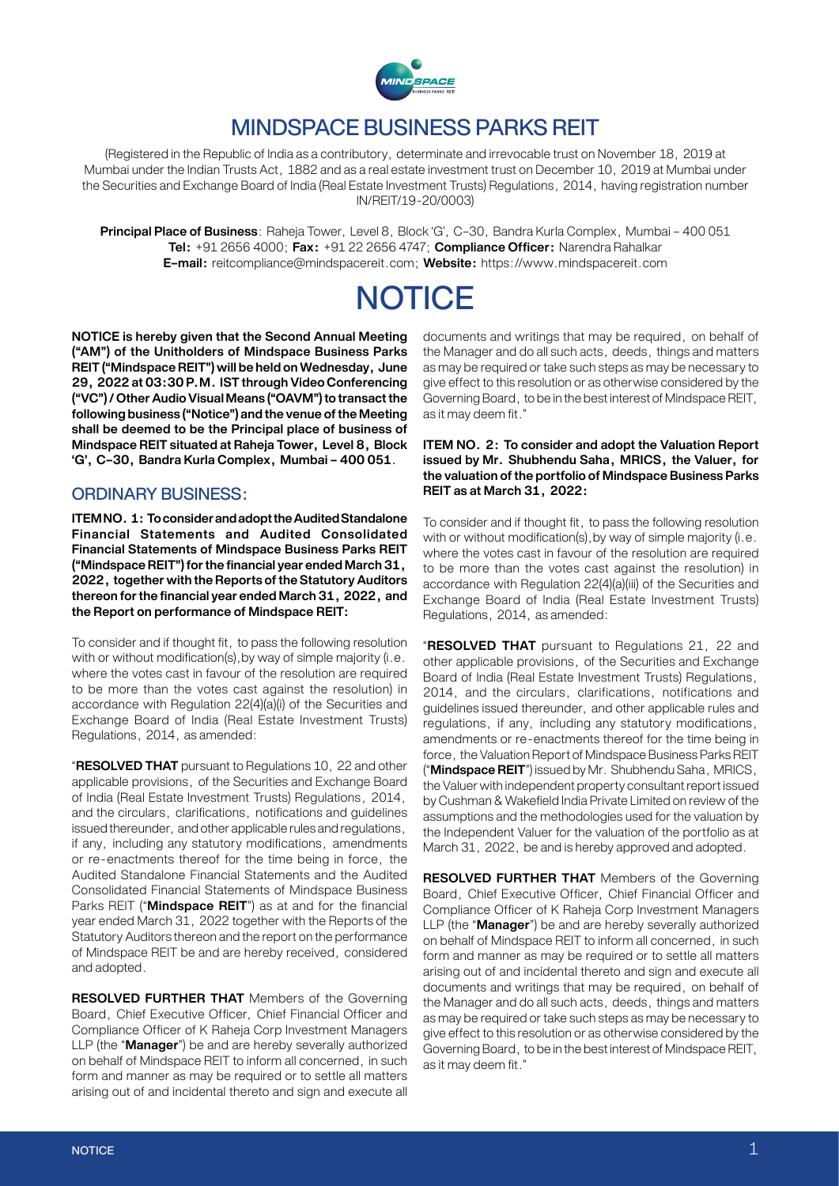# MINDSPACE BUSINESS PARKS REIT

(Registered in the Republic of India as a contributory, determinate and irrevocable trust on November 18, 2019 at Mumbai under the Indian Trusts Act, 1882 and as a real estate investment trust on December 10, 2019 at Mumbai under the Securities and Exchange Board of India (Real Estate Investment Trusts) Regulations, 2014, having registration number IN/REIT/19-20/0003)

**Principal Place of Business**: Raheja Tower, Level 8, Block 'G', C–30, Bandra Kurla Complex, Mumbai – 400 051
**Tel:** +91 2656 4000; **Fax:** +91 22 2656 4747; **Compliance Officer:** Narendra Rahalkar
**E-mail:** reitcompliance@mindspacereit.com; **Website:** https://www.mindspacereit.com

# NOTICE

**NOTICE is hereby given that the Second Annual Meeting ("AM") of the Unitholders of Mindspace Business Parks REIT ("Mindspace REIT") will be held on Wednesday, June 29, 2022 at 03:30 P.M. IST through Video Conferencing ("VC") / Other Audio Visual Means ("OAVM") to transact the following business ("Notice") and the venue of the Meeting shall be deemed to be the Principal place of business of Mindspace REIT situated at Raheja Tower, Level 8, Block 'G', C–30, Bandra Kurla Complex, Mumbai – 400 051**.

## ORDINARY BUSINESS:

**ITEM NO. 1: To consider and adopt the Audited Standalone Financial Statements and Audited Consolidated Financial Statements of Mindspace Business Parks REIT ("Mindspace REIT") for the financial year ended March 31, 2022, together with the Reports of the Statutory Auditors thereon for the financial year ended March 31, 2022, and the Report on performance of Mindspace REIT:**

To consider and if thought fit, to pass the following resolution with or without modification(s), by way of simple majority (i.e. where the votes cast in favour of the resolution are required to be more than the votes cast against the resolution) in accordance with Regulation 22(4)(a)(i) of the Securities and Exchange Board of India (Real Estate Investment Trusts) Regulations, 2014, as amended:

"**RESOLVED THAT** pursuant to Regulations 10, 22 and other applicable provisions, of the Securities and Exchange Board of India (Real Estate Investment Trusts) Regulations, 2014, and the circulars, clarifications, notifications and guidelines issued thereunder, and other applicable rules and regulations, if any, including any statutory modifications, amendments or re-enactments thereof for the time being in force, the Audited Standalone Financial Statements and the Audited Consolidated Financial Statements of Mindspace Business Parks REIT ("**Mindspace REIT**") as at and for the financial year ended March 31, 2022 together with the Reports of the Statutory Auditors thereon and the report on the performance of Mindspace REIT be and are hereby received, considered and adopted.

**RESOLVED FURTHER THAT** Members of the Governing Board, Chief Executive Officer, Chief Financial Officer and Compliance Officer of K Raheja Corp Investment Managers LLP (the "**Manager**") be and are hereby severally authorized on behalf of Mindspace REIT to inform all concerned, in such form and manner as may be required or to settle all matters arising out of and incidental thereto and sign and execute all documents and writings that may be required, on behalf of the Manager and do all such acts, deeds, things and matters as may be required or take such steps as may be necessary to give effect to this resolution or as otherwise considered by the Governing Board, to be in the best interest of Mindspace REIT, as it may deem fit."

**ITEM NO. 2: To consider and adopt the Valuation Report issued by Mr. Shubhendu Saha, MRICS, the Valuer, for the valuation of the portfolio of Mindspace Business Parks REIT as at March 31, 2022:**

To consider and if thought fit, to pass the following resolution with or without modification(s), by way of simple majority (i.e. where the votes cast in favour of the resolution are required to be more than the votes cast against the resolution) in accordance with Regulation 22(4)(a)(iii) of the Securities and Exchange Board of India (Real Estate Investment Trusts) Regulations, 2014, as amended:

"**RESOLVED THAT** pursuant to Regulations 21, 22 and other applicable provisions, of the Securities and Exchange Board of India (Real Estate Investment Trusts) Regulations, 2014, and the circulars, clarifications, notifications and guidelines issued thereunder, and other applicable rules and regulations, if any, including any statutory modifications, amendments or re-enactments thereof for the time being in force, the Valuation Report of Mindspace Business Parks REIT ("**Mindspace REIT**") issued by Mr. Shubhendu Saha, MRICS, the Valuer with independent property consultant report issued by Cushman & Wakefield India Private Limited on review of the assumptions and the methodologies used for the valuation by the Independent Valuer for the valuation of the portfolio as at March 31, 2022, be and is hereby approved and adopted.

**RESOLVED FURTHER THAT** Members of the Governing Board, Chief Executive Officer, Chief Financial Officer and Compliance Officer of K Raheja Corp Investment Managers LLP (the "**Manager**") be and are hereby severally authorized on behalf of Mindspace REIT to inform all concerned, in such form and manner as may be required or to settle all matters arising out of and incidental thereto and sign and execute all documents and writings that may be required, on behalf of the Manager and do all such acts, deeds, things and matters as may be required or take such steps as may be necessary to give effect to this resolution or as otherwise considered by the Governing Board, to be in the best interest of Mindspace REIT, as it may deem fit."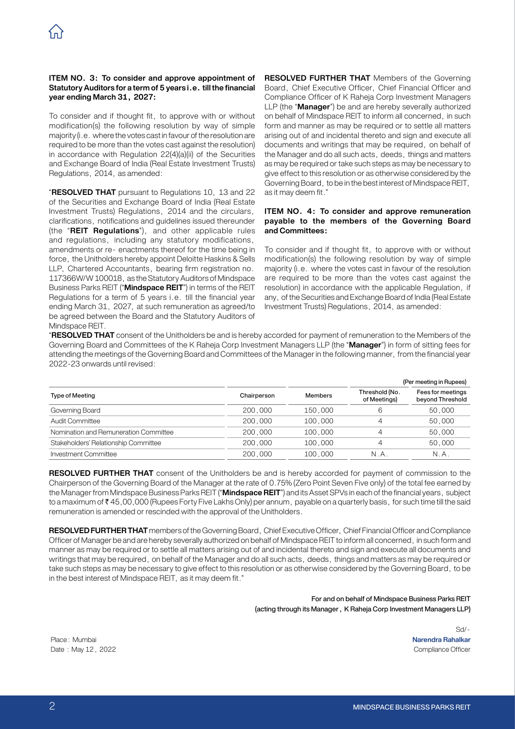**ITEM NO. 3: To consider and approve appointment of Statutory Auditors for a term of 5 years i.e. till the financial year ending March 31, 2027:**

To consider and if thought fit, to approve with or without modification(s) the following resolution by way of simple majority (i.e. where the votes cast in favour of the resolution are required to be more than the votes cast against the resolution) in accordance with Regulation 22(4)(a)(ii) of the Securities and Exchange Board of India (Real Estate Investment Trusts) Regulations, 2014, as amended:

"**RESOLVED THAT** pursuant to Regulations 10, 13 and 22 of the Securities and Exchange Board of India (Real Estate Investment Trusts) Regulations, 2014 and the circulars, clarifications, notifications and guidelines issued thereunder (the "**REIT Regulations**"), and other applicable rules and regulations, including any statutory modifications, amendments or re- enactments thereof for the time being in force, the Unitholders hereby appoint Deloitte Haskins & Sells LLP, Chartered Accountants, bearing firm registration no. 117366W/W 100018, as the Statutory Auditors of Mindspace Business Parks REIT ("**Mindspace REIT**") in terms of the REIT Regulations for a term of 5 years i.e. till the financial year ending March 31, 2027, at such remuneration as agreed/to be agreed between the Board and the Statutory Auditors of Mindspace REIT.

**RESOLVED FURTHER THAT** Members of the Governing Board, Chief Executive Officer, Chief Financial Officer and Compliance Officer of K Raheja Corp Investment Managers LLP (the "**Manager**") be and are hereby severally authorized on behalf of Mindspace REIT to inform all concerned, in such form and manner as may be required or to settle all matters arising out of and incidental thereto and sign and execute all documents and writings that may be required, on behalf of the Manager and do all such acts, deeds, things and matters as may be required or take such steps as may be necessary to give effect to this resolution or as otherwise considered by the Governing Board, to be in the best interest of Mindspace REIT, as it may deem fit."

**ITEM NO. 4: To consider and approve remuneration payable to the members of the Governing Board and Committees:**

To consider and if thought fit, to approve with or without modification(s) the following resolution by way of simple majority (i.e. where the votes cast in favour of the resolution are required to be more than the votes cast against the resolution) in accordance with the applicable Regulation, if any, of the Securities and Exchange Board of India (Real Estate Investment Trusts) Regulations, 2014, as amended:

"**RESOLVED THAT** consent of the Unitholders be and is hereby accorded for payment of remuneration to the Members of the Governing Board and Committees of the K Raheja Corp Investment Managers LLP (the "**Manager**") in form of sitting fees for attending the meetings of the Governing Board and Committees of the Manager in the following manner, from the financial year 2022-23 onwards until revised:

(Per meeting in Rupees)

| Type of Meeting | Chairperson | Members | Threshold (No. of Meetings) | Fees for meetings beyond Threshold |
|---|---|---|---|---|
| Governing Board | 200,000 | 150,000 | 6 | 50,000 |
| Audit Committee | 200,000 | 100,000 | 4 | 50,000 |
| Nomination and Remuneration Committee | 200,000 | 100,000 | 4 | 50,000 |
| Stakeholders' Relationship Committee | 200,000 | 100,000 | 4 | 50,000 |
| Investment Committee | 200,000 | 100,000 | N.A. | N.A. |

**RESOLVED FURTHER THAT** consent of the Unitholders be and is hereby accorded for payment of commission to the Chairperson of the Governing Board of the Manager at the rate of 0.75% (Zero Point Seven Five only) of the total fee earned by the Manager from Mindspace Business Parks REIT ("**Mindspace REIT**") and its Asset SPVs in each of the financial years, subject to a maximum of ₹ 45,00,000 (Rupees Forty Five Lakhs Only) per annum, payable on a quarterly basis, for such time till the said remuneration is amended or rescinded with the approval of the Unitholders.

**RESOLVED FURTHER THAT** members of the Governing Board, Chief Executive Officer, Chief Financial Officer and Compliance Officer of Manager be and are hereby severally authorized on behalf of Mindspace REIT to inform all concerned, in such form and manner as may be required or to settle all matters arising out of and incidental thereto and sign and execute all documents and writings that may be required, on behalf of the Manager and do all such acts, deeds, things and matters as may be required or take such steps as may be necessary to give effect to this resolution or as otherwise considered by the Governing Board, to be in the best interest of Mindspace REIT, as it may deem fit."

For and on behalf of Mindspace Business Parks REIT
(acting through its Manager, K Raheja Corp Investment Managers LLP)

Sd/-
**Narendra Rahalkar**
Compliance Officer

Place: Mumbai
Date: May 12, 2022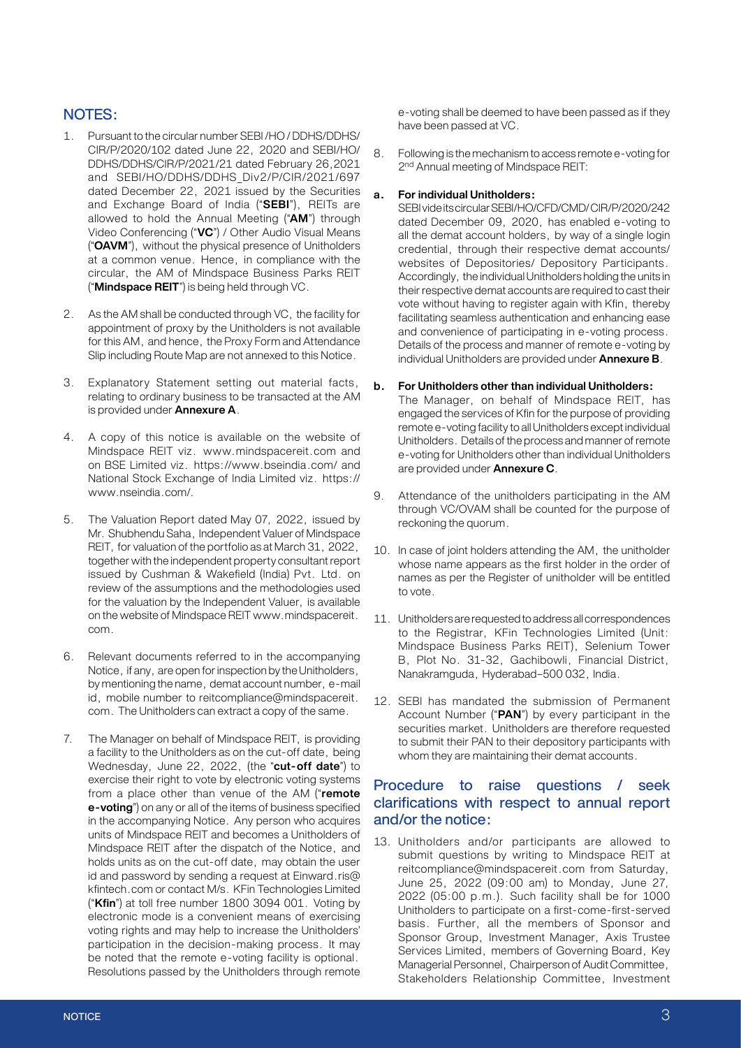## NOTES:

1. Pursuant to the circular number SEBI/HO/DDHS/DDHS/CIR/P/2020/102 dated June 22, 2020 and SEBI/HO/DDHS/DDHS/CIR/P/2021/21 dated February 26,2021 and SEBI/HO/DDHS/DDHS_Div2/P/CIR/2021/697 dated December 22, 2021 issued by the Securities and Exchange Board of India ("**SEBI**"), REITs are allowed to hold the Annual Meeting ("**AM**") through Video Conferencing ("**VC**") / Other Audio Visual Means ("**OAVM**"), without the physical presence of Unitholders at a common venue. Hence, in compliance with the circular, the AM of Mindspace Business Parks REIT ("**Mindspace REIT**") is being held through VC.

2. As the AM shall be conducted through VC, the facility for appointment of proxy by the Unitholders is not available for this AM, and hence, the Proxy Form and Attendance Slip including Route Map are not annexed to this Notice.

3. Explanatory Statement setting out material facts, relating to ordinary business to be transacted at the AM is provided under **Annexure A**.

4. A copy of this notice is available on the website of Mindspace REIT viz. www.mindspacereit.com and on BSE Limited viz. https://www.bseindia.com/ and National Stock Exchange of India Limited viz. https://www.nseindia.com/.

5. The Valuation Report dated May 07, 2022, issued by Mr. Shubhendu Saha, Independent Valuer of Mindspace REIT, for valuation of the portfolio as at March 31, 2022, together with the independent property consultant report issued by Cushman & Wakefield (India) Pvt. Ltd. on review of the assumptions and the methodologies used for the valuation by the Independent Valuer, is available on the website of Mindspace REIT www.mindspacereit.com.

6. Relevant documents referred to in the accompanying Notice, if any, are open for inspection by the Unitholders, by mentioning the name, demat account number, e-mail id, mobile number to reitcompliance@mindspacereit.com. The Unitholders can extract a copy of the same.

7. The Manager on behalf of Mindspace REIT, is providing a facility to the Unitholders as on the cut-off date, being Wednesday, June 22, 2022, (the "**cut-off date**") to exercise their right to vote by electronic voting systems from a place other than venue of the AM ("**remote e-voting**") on any or all of the items of business specified in the accompanying Notice. Any person who acquires units of Mindspace REIT and becomes a Unitholders of Mindspace REIT after the dispatch of the Notice, and holds units as on the cut-off date, may obtain the user id and password by sending a request at Einward.ris@kfintech.com or contact M/s. KFin Technologies Limited ("**Kfin**") at toll free number 1800 3094 001. Voting by electronic mode is a convenient means of exercising voting rights and may help to increase the Unitholders' participation in the decision-making process. It may be noted that the remote e-voting facility is optional. Resolutions passed by the Unitholders through remote e-voting shall be deemed to have been passed as if they have been passed at VC.

8. Following is the mechanism to access remote e-voting for 2nd Annual meeting of Mindspace REIT:

   **a. For individual Unitholders:**

   SEBI vide its circular SEBI/HO/CFD/CMD/ CIR/P/2020/242 dated December 09, 2020, has enabled e-voting to all the demat account holders, by way of a single login credential, through their respective demat accounts/ websites of Depositories/ Depository Participants. Accordingly, the individual Unitholders holding the units in their respective demat accounts are required to cast their vote without having to register again with Kfin, thereby facilitating seamless authentication and enhancing ease and convenience of participating in e-voting process. Details of the process and manner of remote e-voting by individual Unitholders are provided under **Annexure B**.

   **b. For Unitholders other than individual Unitholders:**

   The Manager, on behalf of Mindspace REIT, has engaged the services of Kfin for the purpose of providing remote e-voting facility to all Unitholders except individual Unitholders. Details of the process and manner of remote e-voting for Unitholders other than individual Unitholders are provided under **Annexure C**.

9. Attendance of the unitholders participating in the AM through VC/OVAM shall be counted for the purpose of reckoning the quorum.

10. In case of joint holders attending the AM, the unitholder whose name appears as the first holder in the order of names as per the Register of unitholder will be entitled to vote.

11. Unitholders are requested to address all correspondences to the Registrar, KFin Technologies Limited (Unit: Mindspace Business Parks REIT), Selenium Tower B, Plot No. 31-32, Gachibowli, Financial District, Nanakramguda, Hyderabad–500 032, India.

12. SEBI has mandated the submission of Permanent Account Number ("**PAN**") by every participant in the securities market. Unitholders are therefore requested to submit their PAN to their depository participants with whom they are maintaining their demat accounts.

## Procedure to raise questions / seek clarifications with respect to annual report and/or the notice:

13. Unitholders and/or participants are allowed to submit questions by writing to Mindspace REIT at reitcompliance@mindspacereit.com from Saturday, June 25, 2022 (09:00 am) to Monday, June 27, 2022 (05:00 p.m.). Such facility shall be for 1000 Unitholders to participate on a first-come-first-served basis. Further, all the members of Sponsor and Sponsor Group, Investment Manager, Axis Trustee Services Limited, members of Governing Board, Key Managerial Personnel, Chairperson of Audit Committee, Stakeholders Relationship Committee, Investment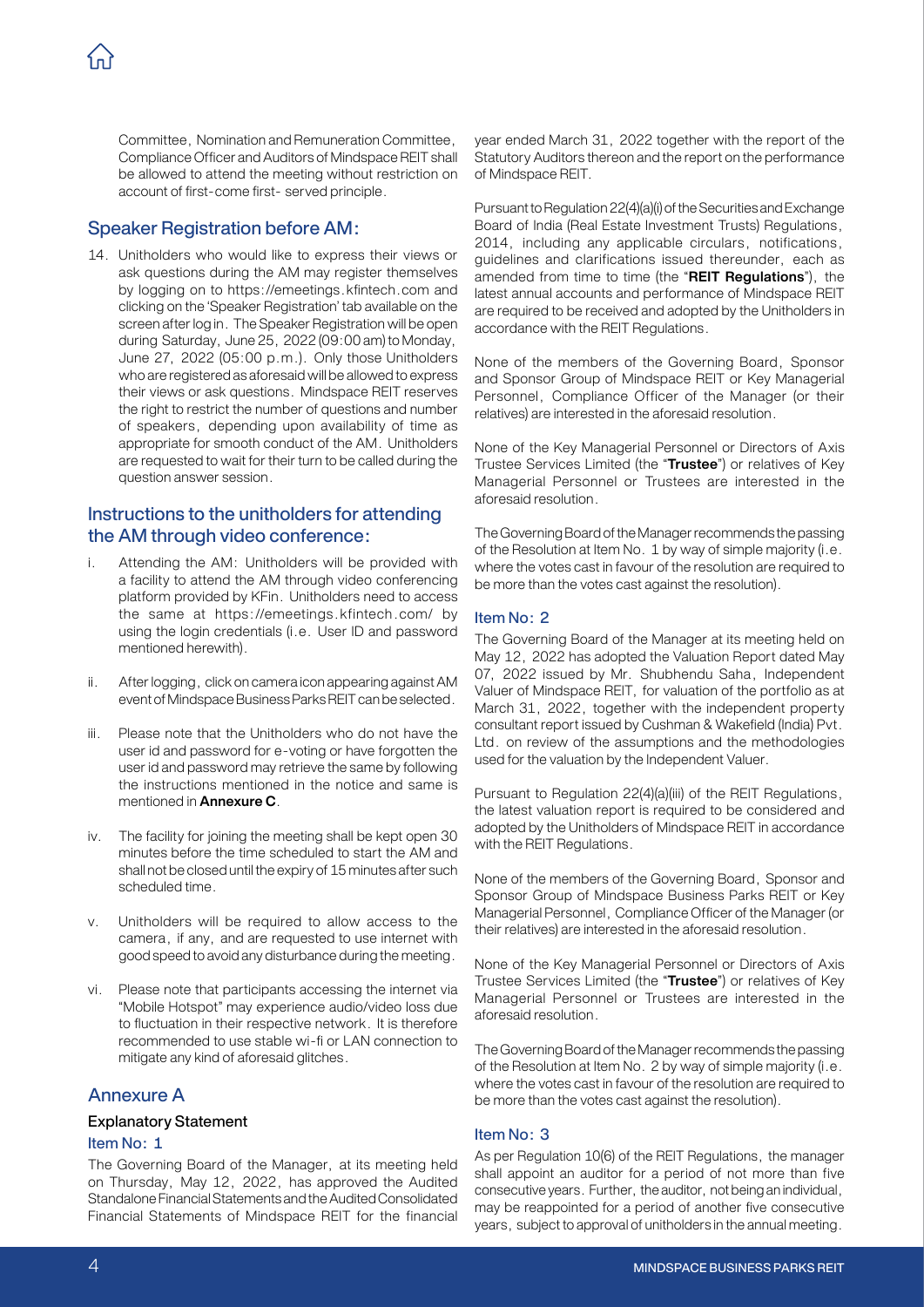Committee, Nomination and Remuneration Committee, Compliance Officer and Auditors of Mindspace REIT shall be allowed to attend the meeting without restriction on account of first-come first- served principle.

## Speaker Registration before AM:

14. Unitholders who would like to express their views or ask questions during the AM may register themselves by logging on to https://emeetings.kfintech.com and clicking on the 'Speaker Registration' tab available on the screen after log in. The Speaker Registration will be open during Saturday, June 25, 2022 (09:00 am) to Monday, June 27, 2022 (05:00 p.m.). Only those Unitholders who are registered as aforesaid will be allowed to express their views or ask questions. Mindspace REIT reserves the right to restrict the number of questions and number of speakers, depending upon availability of time as appropriate for smooth conduct of the AM. Unitholders are requested to wait for their turn to be called during the question answer session.

## Instructions to the unitholders for attending the AM through video conference:

i. Attending the AM: Unitholders will be provided with a facility to attend the AM through video conferencing platform provided by KFin. Unitholders need to access the same at https://emeetings.kfintech.com/ by using the login credentials (i.e. User ID and password mentioned herewith).

ii. After logging, click on camera icon appearing against AM event of Mindspace Business Parks REIT can be selected.

iii. Please note that the Unitholders who do not have the user id and password for e-voting or have forgotten the user id and password may retrieve the same by following the instructions mentioned in the notice and same is mentioned in **Annexure C**.

iv. The facility for joining the meeting shall be kept open 30 minutes before the time scheduled to start the AM and shall not be closed until the expiry of 15 minutes after such scheduled time.

v. Unitholders will be required to allow access to the camera, if any, and are requested to use internet with good speed to avoid any disturbance during the meeting.

vi. Please note that participants accessing the internet via "Mobile Hotspot" may experience audio/video loss due to fluctuation in their respective network. It is therefore recommended to use stable wi-fi or LAN connection to mitigate any kind of aforesaid glitches.

## Annexure A

### Explanatory Statement

### Item No: 1

The Governing Board of the Manager, at its meeting held on Thursday, May 12, 2022, has approved the Audited Standalone Financial Statements and the Audited Consolidated Financial Statements of Mindspace REIT for the financial year ended March 31, 2022 together with the report of the Statutory Auditors thereon and the report on the performance of Mindspace REIT.

Pursuant to Regulation 22(4)(a)(i) of the Securities and Exchange Board of India (Real Estate Investment Trusts) Regulations, 2014, including any applicable circulars, notifications, guidelines and clarifications issued thereunder, each as amended from time to time (the "**REIT Regulations**"), the latest annual accounts and performance of Mindspace REIT are required to be received and adopted by the Unitholders in accordance with the REIT Regulations.

None of the members of the Governing Board, Sponsor and Sponsor Group of Mindspace REIT or Key Managerial Personnel, Compliance Officer of the Manager (or their relatives) are interested in the aforesaid resolution.

None of the Key Managerial Personnel or Directors of Axis Trustee Services Limited (the "**Trustee**") or relatives of Key Managerial Personnel or Trustees are interested in the aforesaid resolution.

The Governing Board of the Manager recommends the passing of the Resolution at Item No. 1 by way of simple majority (i.e. where the votes cast in favour of the resolution are required to be more than the votes cast against the resolution).

### Item No: 2

The Governing Board of the Manager at its meeting held on May 12, 2022 has adopted the Valuation Report dated May 07, 2022 issued by Mr. Shubhendu Saha, Independent Valuer of Mindspace REIT, for valuation of the portfolio as at March 31, 2022, together with the independent property consultant report issued by Cushman & Wakefield (India) Pvt. Ltd. on review of the assumptions and the methodologies used for the valuation by the Independent Valuer.

Pursuant to Regulation 22(4)(a)(iii) of the REIT Regulations, the latest valuation report is required to be considered and adopted by the Unitholders of Mindspace REIT in accordance with the REIT Regulations.

None of the members of the Governing Board, Sponsor and Sponsor Group of Mindspace Business Parks REIT or Key Managerial Personnel, Compliance Officer of the Manager (or their relatives) are interested in the aforesaid resolution.

None of the Key Managerial Personnel or Directors of Axis Trustee Services Limited (the "**Trustee**") or relatives of Key Managerial Personnel or Trustees are interested in the aforesaid resolution.

The Governing Board of the Manager recommends the passing of the Resolution at Item No. 2 by way of simple majority (i.e. where the votes cast in favour of the resolution are required to be more than the votes cast against the resolution).

### Item No: 3

As per Regulation 10(6) of the REIT Regulations, the manager shall appoint an auditor for a period of not more than five consecutive years. Further, the auditor, not being an individual, may be reappointed for a period of another five consecutive years, subject to approval of unitholders in the annual meeting.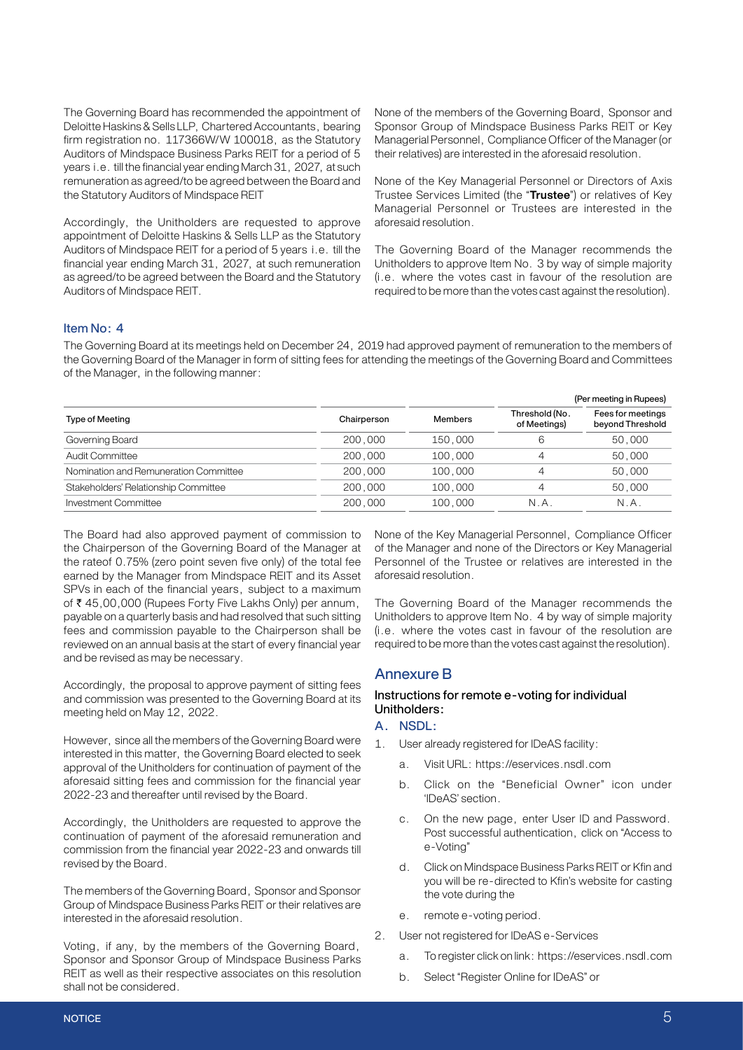The Governing Board has recommended the appointment of Deloitte Haskins & Sells LLP, Chartered Accountants, bearing firm registration no. 117366W/W 100018, as the Statutory Auditors of Mindspace Business Parks REIT for a period of 5 years i.e. till the financial year ending March 31, 2027, at such remuneration as agreed/to be agreed between the Board and the Statutory Auditors of Mindspace REIT

Accordingly, the Unitholders are requested to approve appointment of Deloitte Haskins & Sells LLP as the Statutory Auditors of Mindspace REIT for a period of 5 years i.e. till the financial year ending March 31, 2027, at such remuneration as agreed/to be agreed between the Board and the Statutory Auditors of Mindspace REIT.

None of the members of the Governing Board, Sponsor and Sponsor Group of Mindspace Business Parks REIT or Key Managerial Personnel, Compliance Officer of the Manager (or their relatives) are interested in the aforesaid resolution.

None of the Key Managerial Personnel or Directors of Axis Trustee Services Limited (the "**Trustee**") or relatives of Key Managerial Personnel or Trustees are interested in the aforesaid resolution.

The Governing Board of the Manager recommends the Unitholders to approve Item No. 3 by way of simple majority (i.e. where the votes cast in favour of the resolution are required to be more than the votes cast against the resolution).

## Item No: 4

The Governing Board at its meetings held on December 24, 2019 had approved payment of remuneration to the members of the Governing Board of the Manager in form of sitting fees for attending the meetings of the Governing Board and Committees of the Manager, in the following manner:

(Per meeting in Rupees)

| Type of Meeting | Chairperson | Members | Threshold (No. of Meetings) | Fees for meetings beyond Threshold |
|---|---|---|---|---|
| Governing Board | 200,000 | 150,000 | 6 | 50,000 |
| Audit Committee | 200,000 | 100,000 | 4 | 50,000 |
| Nomination and Remuneration Committee | 200,000 | 100,000 | 4 | 50,000 |
| Stakeholders' Relationship Committee | 200,000 | 100,000 | 4 | 50,000 |
| Investment Committee | 200,000 | 100,000 | N.A. | N.A. |

The Board had also approved payment of commission to the Chairperson of the Governing Board of the Manager at the rateof 0.75% (zero point seven five only) of the total fee earned by the Manager from Mindspace REIT and its Asset SPVs in each of the financial years, subject to a maximum of ₹ 45,00,000 (Rupees Forty Five Lakhs Only) per annum, payable on a quarterly basis and had resolved that such sitting fees and commission payable to the Chairperson shall be reviewed on an annual basis at the start of every financial year and be revised as may be necessary.

Accordingly, the proposal to approve payment of sitting fees and commission was presented to the Governing Board at its meeting held on May 12, 2022.

However, since all the members of the Governing Board were interested in this matter, the Governing Board elected to seek approval of the Unitholders for continuation of payment of the aforesaid sitting fees and commission for the financial year 2022-23 and thereafter until revised by the Board.

Accordingly, the Unitholders are requested to approve the continuation of payment of the aforesaid remuneration and commission from the financial year 2022-23 and onwards till revised by the Board.

The members of the Governing Board, Sponsor and Sponsor Group of Mindspace Business Parks REIT or their relatives are interested in the aforesaid resolution.

Voting, if any, by the members of the Governing Board, Sponsor and Sponsor Group of Mindspace Business Parks REIT as well as their respective associates on this resolution shall not be considered.

None of the Key Managerial Personnel, Compliance Officer of the Manager and none of the Directors or Key Managerial Personnel of the Trustee or relatives are interested in the aforesaid resolution.

The Governing Board of the Manager recommends the Unitholders to approve Item No. 4 by way of simple majority (i.e. where the votes cast in favour of the resolution are required to be more than the votes cast against the resolution).

## Annexure B

### Instructions for remote e-voting for individual Unitholders:

### A. NSDL:

1. User already registered for IDeAS facility:
   a. Visit URL: https://eservices.nsdl.com
   b. Click on the "Beneficial Owner" icon under 'IDeAS' section.
   c. On the new page, enter User ID and Password. Post successful authentication, click on "Access to e-Voting"
   d. Click on Mindspace Business Parks REIT or Kfin and you will be re-directed to Kfin's website for casting the vote during the
   e. remote e-voting period.
2. User not registered for IDeAS e-Services
   a. To register click on link: https://eservices.nsdl.com
   b. Select "Register Online for IDeAS" or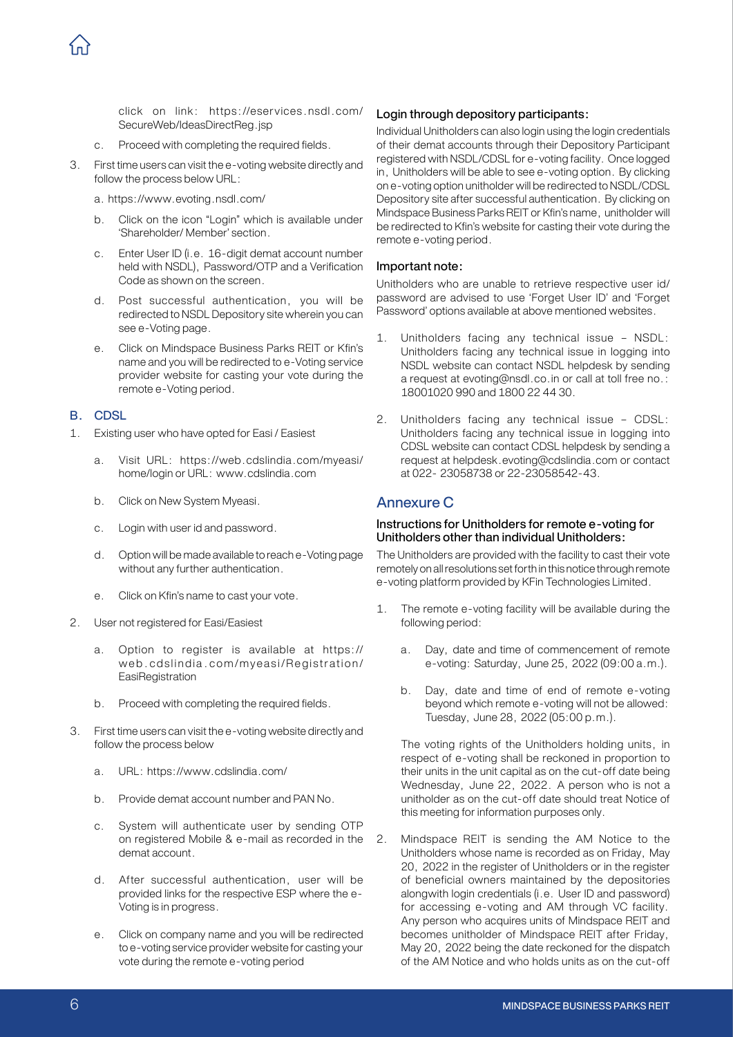click on link: https://eservices.nsdl.com/SecureWeb/IdeasDirectReg.jsp

c. Proceed with completing the required fields.

3. First time users can visit the e-voting website directly and follow the process below URL:

   a. https://www.evoting.nsdl.com/

   b. Click on the icon "Login" which is available under 'Shareholder/ Member' section.

   c. Enter User ID (i.e. 16-digit demat account number held with NSDL), Password/OTP and a Verification Code as shown on the screen.

   d. Post successful authentication, you will be redirected to NSDL Depository site wherein you can see e-Voting page.

   e. Click on Mindspace Business Parks REIT or Kfin's name and you will be redirected to e-Voting service provider website for casting your vote during the remote e-Voting period.

### B. CDSL

1. Existing user who have opted for Easi / Easiest

   a. Visit URL: https://web.cdslindia.com/myeasi/home/login or URL: www.cdslindia.com

   b. Click on New System Myeasi.

   c. Login with user id and password.

   d. Option will be made available to reach e-Voting page without any further authentication.

   e. Click on Kfin's name to cast your vote.

2. User not registered for Easi/Easiest

   a. Option to register is available at https://web.cdslindia.com/myeasi/Registration/EasiRegistration

   b. Proceed with completing the required fields.

3. First time users can visit the e-voting website directly and follow the process below

   a. URL: https://www.cdslindia.com/

   b. Provide demat account number and PAN No.

   c. System will authenticate user by sending OTP on registered Mobile & e-mail as recorded in the demat account.

   d. After successful authentication, user will be provided links for the respective ESP where the e-Voting is in progress.

   e. Click on company name and you will be redirected to e-voting service provider website for casting your vote during the remote e-voting period

**Login through depository participants:**

Individual Unitholders can also login using the login credentials of their demat accounts through their Depository Participant registered with NSDL/CDSL for e-voting facility. Once logged in, Unitholders will be able to see e-voting option. By clicking on e-voting option unitholder will be redirected to NSDL/CDSL Depository site after successful authentication. By clicking on Mindspace Business Parks REIT or Kfin's name, unitholder will be redirected to Kfin's website for casting their vote during the remote e-voting period.

**Important note:**

Unitholders who are unable to retrieve respective user id/ password are advised to use 'Forget User ID' and 'Forget Password' options available at above mentioned websites.

1. Unitholders facing any technical issue – NSDL: Unitholders facing any technical issue in logging into NSDL website can contact NSDL helpdesk by sending a request at evoting@nsdl.co.in or call at toll free no.: 18001020 990 and 1800 22 44 30.

2. Unitholders facing any technical issue – CDSL: Unitholders facing any technical issue in logging into CDSL website can contact CDSL helpdesk by sending a request at helpdesk.evoting@cdslindia.com or contact at 022- 23058738 or 22-23058542-43.

## Annexure C

**Instructions for Unitholders for remote e-voting for Unitholders other than individual Unitholders:**

The Unitholders are provided with the facility to cast their vote remotely on all resolutions set forth in this notice through remote e-voting platform provided by KFin Technologies Limited.

1. The remote e-voting facility will be available during the following period:

   a. Day, date and time of commencement of remote e-voting: Saturday, June 25, 2022 (09:00 a.m.).

   b. Day, date and time of end of remote e-voting beyond which remote e-voting will not be allowed: Tuesday, June 28, 2022 (05:00 p.m.).

   The voting rights of the Unitholders holding units, in respect of e-voting shall be reckoned in proportion to their units in the unit capital as on the cut-off date being Wednesday, June 22, 2022. A person who is not a unitholder as on the cut-off date should treat Notice of this meeting for information purposes only.

2. Mindspace REIT is sending the AM Notice to the Unitholders whose name is recorded as on Friday, May 20, 2022 in the register of Unitholders or in the register of beneficial owners maintained by the depositories alongwith login credentials (i.e. User ID and password) for accessing e-voting and AM through VC facility. Any person who acquires units of Mindspace REIT and becomes unitholder of Mindspace REIT after Friday, May 20, 2022 being the date reckoned for the dispatch of the AM Notice and who holds units as on the cut-off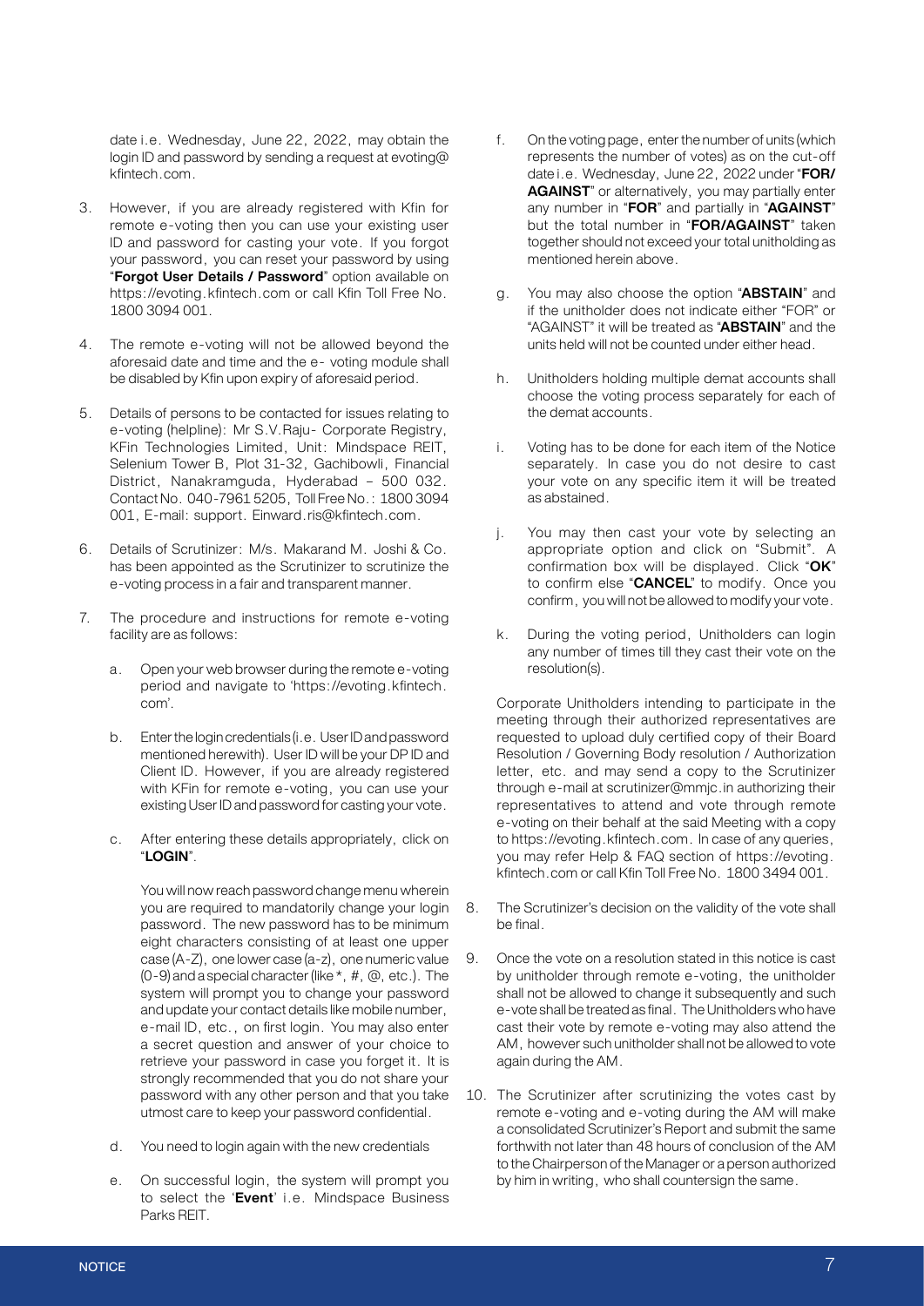date i.e. Wednesday, June 22, 2022, may obtain the login ID and password by sending a request at evoting@kfintech.com.

3. However, if you are already registered with Kfin for remote e-voting then you can use your existing user ID and password for casting your vote. If you forgot your password, you can reset your password by using "**Forgot User Details / Password**" option available on https://evoting.kfintech.com or call Kfin Toll Free No. 1800 3094 001.

4. The remote e-voting will not be allowed beyond the aforesaid date and time and the e- voting module shall be disabled by Kfin upon expiry of aforesaid period.

5. Details of persons to be contacted for issues relating to e-voting (helpline): Mr S.V.Raju- Corporate Registry, KFin Technologies Limited, Unit: Mindspace REIT, Selenium Tower B, Plot 31-32, Gachibowli, Financial District, Nanakramguda, Hyderabad – 500 032. Contact No. 040-7961 5205, Toll Free No.: 1800 3094 001, E-mail: support. Einward.ris@kfintech.com.

6. Details of Scrutinizer: M/s. Makarand M. Joshi & Co. has been appointed as the Scrutinizer to scrutinize the e-voting process in a fair and transparent manner.

7. The procedure and instructions for remote e-voting facility are as follows:

   a. Open your web browser during the remote e-voting period and navigate to 'https://evoting.kfintech.com'.

   b. Enter the login credentials (i.e. User ID and password mentioned herewith). User ID will be your DP ID and Client ID. However, if you are already registered with KFin for remote e-voting, you can use your existing User ID and password for casting your vote.

   c. After entering these details appropriately, click on "**LOGIN**".

      You will now reach password change menu wherein you are required to mandatorily change your login password. The new password has to be minimum eight characters consisting of at least one upper case (A-Z), one lower case (a-z), one numeric value (0-9) and a special character (like *, #, @, etc.). The system will prompt you to change your password and update your contact details like mobile number, e-mail ID, etc., on first login. You may also enter a secret question and answer of your choice to retrieve your password in case you forget it. It is strongly recommended that you do not share your password with any other person and that you take utmost care to keep your password confidential.

   d. You need to login again with the new credentials

   e. On successful login, the system will prompt you to select the '**Event**' i.e. Mindspace Business Parks REIT.

   f. On the voting page, enter the number of units (which represents the number of votes) as on the cut-off date i.e. Wednesday, June 22, 2022 under "**FOR/ AGAINST**" or alternatively, you may partially enter any number in "**FOR**" and partially in "**AGAINST**" but the total number in "**FOR/AGAINST**" taken together should not exceed your total unitholding as mentioned herein above.

   g. You may also choose the option "**ABSTAIN**" and if the unitholder does not indicate either "FOR" or "AGAINST" it will be treated as "**ABSTAIN**" and the units held will not be counted under either head.

   h. Unitholders holding multiple demat accounts shall choose the voting process separately for each of the demat accounts.

   i. Voting has to be done for each item of the Notice separately. In case you do not desire to cast your vote on any specific item it will be treated as abstained.

   j. You may then cast your vote by selecting an appropriate option and click on "Submit". A confirmation box will be displayed. Click "**OK**" to confirm else "**CANCEL**" to modify. Once you confirm, you will not be allowed to modify your vote.

   k. During the voting period, Unitholders can login any number of times till they cast their vote on the resolution(s).

   Corporate Unitholders intending to participate in the meeting through their authorized representatives are requested to upload duly certified copy of their Board Resolution / Governing Body resolution / Authorization letter, etc. and may send a copy to the Scrutinizer through e-mail at scrutinizer@mmjc.in authorizing their representatives to attend and vote through remote e-voting on their behalf at the said Meeting with a copy to https://evoting.kfintech.com. In case of any queries, you may refer Help & FAQ section of https://evoting.kfintech.com or call Kfin Toll Free No. 1800 3494 001.

8. The Scrutinizer's decision on the validity of the vote shall be final.

9. Once the vote on a resolution stated in this notice is cast by unitholder through remote e-voting, the unitholder shall not be allowed to change it subsequently and such e-vote shall be treated as final. The Unitholders who have cast their vote by remote e-voting may also attend the AM, however such unitholder shall not be allowed to vote again during the AM.

10. The Scrutinizer after scrutinizing the votes cast by remote e-voting and e-voting during the AM will make a consolidated Scrutinizer's Report and submit the same forthwith not later than 48 hours of conclusion of the AM to the Chairperson of the Manager or a person authorized by him in writing, who shall countersign the same.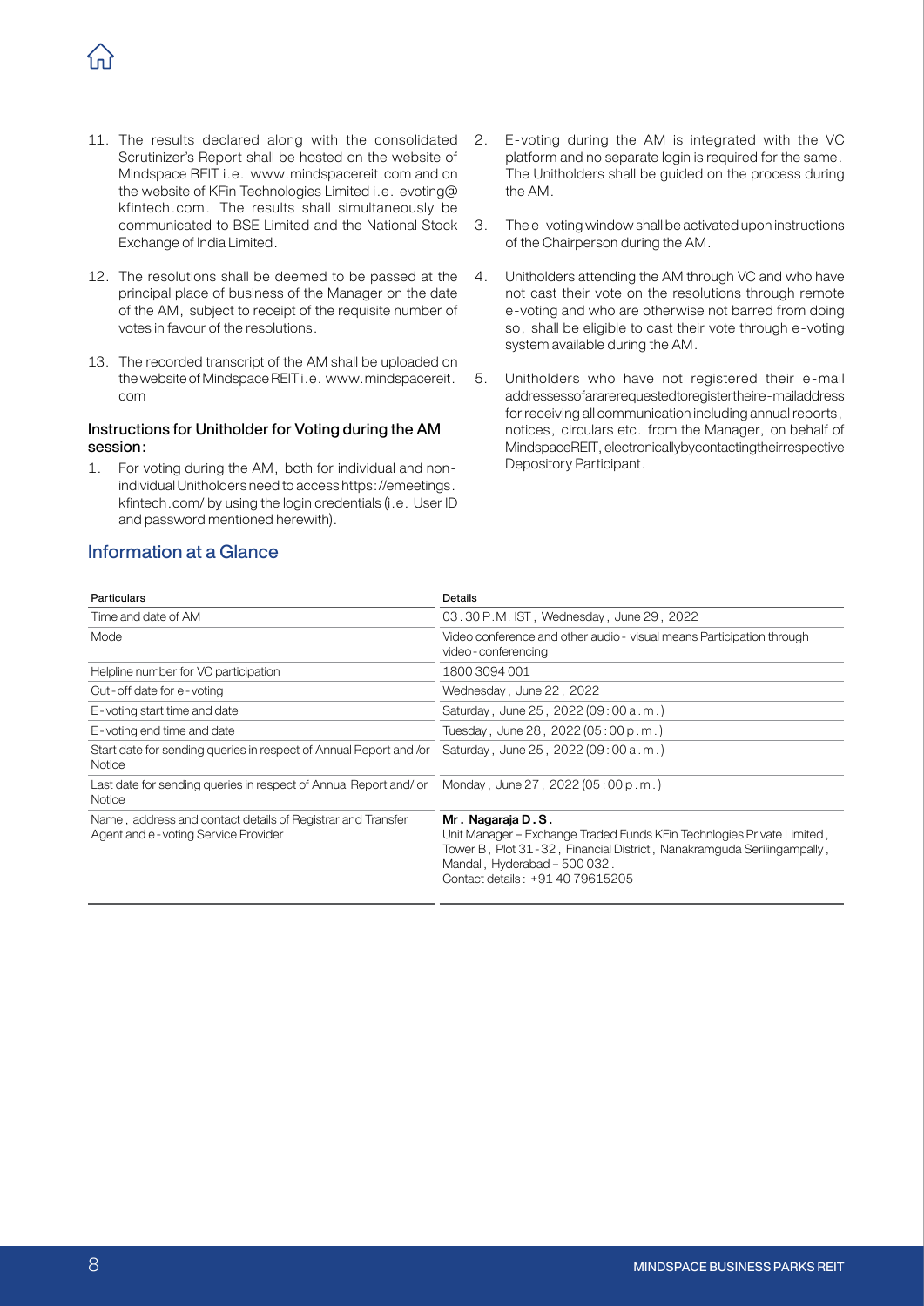11. The results declared along with the consolidated Scrutinizer's Report shall be hosted on the website of Mindspace REIT i.e. www.mindspacereit.com and on the website of KFin Technologies Limited i.e. evoting@kfintech.com. The results shall simultaneously be communicated to BSE Limited and the National Stock Exchange of India Limited.

12. The resolutions shall be deemed to be passed at the principal place of business of the Manager on the date of the AM, subject to receipt of the requisite number of votes in favour of the resolutions.

13. The recorded transcript of the AM shall be uploaded on the website of Mindspace REIT i.e. www.mindspacereit.com

### Instructions for Unitholder for Voting during the AM session:

1. For voting during the AM, both for individual and non-individual Unitholders need to access https://emeetings.kfintech.com/ by using the login credentials (i.e. User ID and password mentioned herewith).

2. E-voting during the AM is integrated with the VC platform and no separate login is required for the same. The Unitholders shall be guided on the process during the AM.

3. The e-voting window shall be activated upon instructions of the Chairperson during the AM.

4. Unitholders attending the AM through VC and who have not cast their vote on the resolutions through remote e-voting and who are otherwise not barred from doing so, shall be eligible to cast their vote through e-voting system available during the AM.

5. Unitholders who have not registered their e-mail addresses so far are requested to register their e-mail address for receiving all communication including annual reports, notices, circulars etc. from the Manager, on behalf of Mindspace REIT, electronically by contacting their respective Depository Participant.

## Information at a Glance

| Particulars | Details |
|---|---|
| Time and date of AM | 03.30 P.M. IST, Wednesday, June 29, 2022 |
| Mode | Video conference and other audio - visual means Participation through video-conferencing |
| Helpline number for VC participation | 1800 3094 001 |
| Cut-off date for e-voting | Wednesday, June 22, 2022 |
| E-voting start time and date | Saturday, June 25, 2022 (09:00 a.m.) |
| E-voting end time and date | Tuesday, June 28, 2022 (05:00 p.m.) |
| Start date for sending queries in respect of Annual Report and /or Notice | Saturday, June 25, 2022 (09:00 a.m.) |
| Last date for sending queries in respect of Annual Report and/ or Notice | Monday, June 27, 2022 (05:00 p.m.) |
| Name, address and contact details of Registrar and Transfer Agent and e-voting Service Provider | **Mr. Nagaraja D.S.** Unit Manager – Exchange Traded Funds KFin Technlogies Private Limited, Tower B, Plot 31-32, Financial District, Nanakramguda Serilingampally, Mandal, Hyderabad – 500 032. Contact details: +91 40 79615205 |